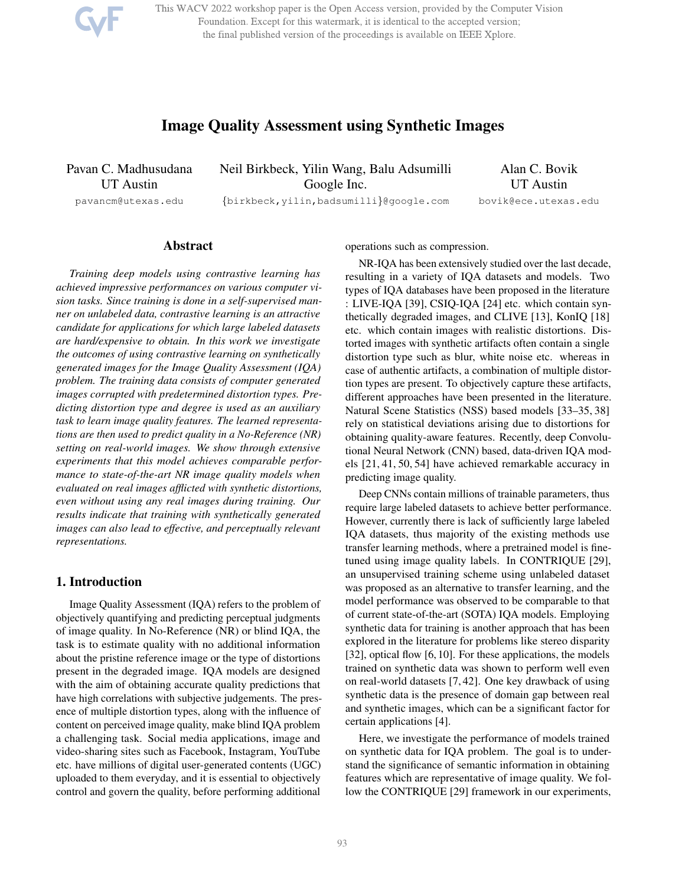# Image Quality Assessment using Synthetic Images

Pavan C. Madhusudana
UT Austin
pavancm@utexas.edu

Neil Birkbeck, Yilin Wang, Balu Adsumilli
Google Inc.
{birkbeck,yilin,badsumilli}@google.com

Alan C. Bovik
UT Austin
bovik@ece.utexas.edu

## Abstract

*Training deep models using contrastive learning has achieved impressive performances on various computer vision tasks. Since training is done in a self-supervised manner on unlabeled data, contrastive learning is an attractive candidate for applications for which large labeled datasets are hard/expensive to obtain. In this work we investigate the outcomes of using contrastive learning on synthetically generated images for the Image Quality Assessment (IQA) problem. The training data consists of computer generated images corrupted with predetermined distortion types. Predicting distortion type and degree is used as an auxiliary task to learn image quality features. The learned representations are then used to predict quality in a No-Reference (NR) setting on real-world images. We show through extensive experiments that this model achieves comparable performance to state-of-the-art NR image quality models when evaluated on real images afflicted with synthetic distortions, even without using any real images during training. Our results indicate that training with synthetically generated images can also lead to effective, and perceptually relevant representations.*

## 1. Introduction

Image Quality Assessment (IQA) refers to the problem of objectively quantifying and predicting perceptual judgments of image quality. In No-Reference (NR) or blind IQA, the task is to estimate quality with no additional information about the pristine reference image or the type of distortions present in the degraded image. IQA models are designed with the aim of obtaining accurate quality predictions that have high correlations with subjective judgements. The presence of multiple distortion types, along with the influence of content on perceived image quality, make blind IQA problem a challenging task. Social media applications, image and video-sharing sites such as Facebook, Instagram, YouTube etc. have millions of digital user-generated contents (UGC) uploaded to them everyday, and it is essential to objectively control and govern the quality, before performing additional operations such as compression.

NR-IQA has been extensively studied over the last decade, resulting in a variety of IQA datasets and models. Two types of IQA databases have been proposed in the literature : LIVE-IQA [39], CSIQ-IQA [24] etc. which contain synthetically degraded images, and CLIVE [13], KonIQ [18] etc. which contain images with realistic distortions. Distorted images with synthetic artifacts often contain a single distortion type such as blur, white noise etc. whereas in case of authentic artifacts, a combination of multiple distortion types are present. To objectively capture these artifacts, different approaches have been presented in the literature. Natural Scene Statistics (NSS) based models [33–35, 38] rely on statistical deviations arising due to distortions for obtaining quality-aware features. Recently, deep Convolutional Neural Network (CNN) based, data-driven IQA models [21, 41, 50, 54] have achieved remarkable accuracy in predicting image quality.

Deep CNNs contain millions of trainable parameters, thus require large labeled datasets to achieve better performance. However, currently there is lack of sufficiently large labeled IQA datasets, thus majority of the existing methods use transfer learning methods, where a pretrained model is finetuned using image quality labels. In CONTRIQUE [29], an unsupervised training scheme using unlabeled dataset was proposed as an alternative to transfer learning, and the model performance was observed to be comparable to that of current state-of-the-art (SOTA) IQA models. Employing synthetic data for training is another approach that has been explored in the literature for problems like stereo disparity [32], optical flow [6, 10]. For these applications, the models trained on synthetic data was shown to perform well even on real-world datasets [7, 42]. One key drawback of using synthetic data is the presence of domain gap between real and synthetic images, which can be a significant factor for certain applications [4].

Here, we investigate the performance of models trained on synthetic data for IQA problem. The goal is to understand the significance of semantic information in obtaining features which are representative of image quality. We follow the CONTRIQUE [29] framework in our experiments,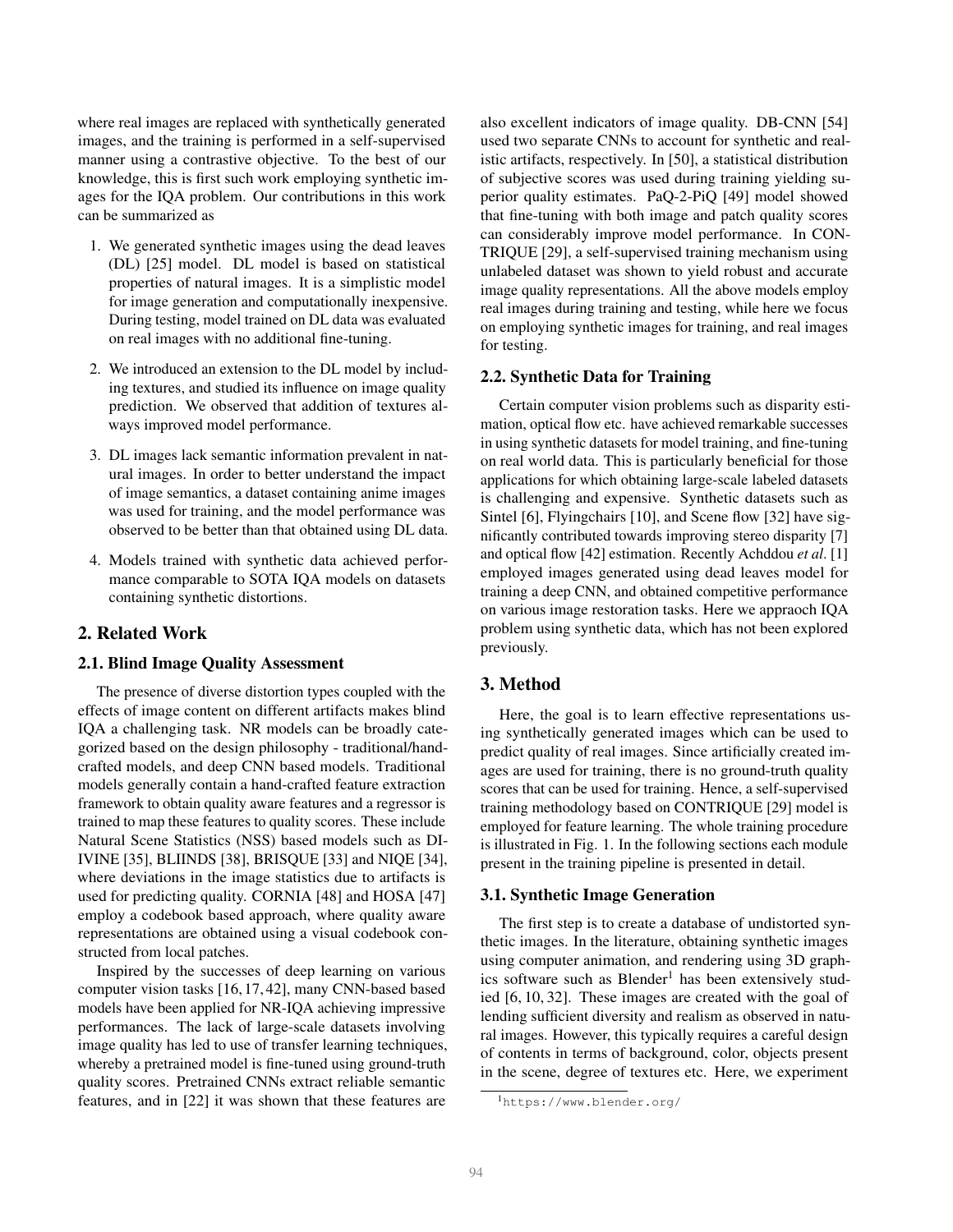where real images are replaced with synthetically generated images, and the training is performed in a self-supervised manner using a contrastive objective. To the best of our knowledge, this is first such work employing synthetic images for the IQA problem. Our contributions in this work can be summarized as

1. We generated synthetic images using the dead leaves (DL) [25] model. DL model is based on statistical properties of natural images. It is a simplistic model for image generation and computationally inexpensive. During testing, model trained on DL data was evaluated on real images with no additional fine-tuning.

2. We introduced an extension to the DL model by including textures, and studied its influence on image quality prediction. We observed that addition of textures always improved model performance.

3. DL images lack semantic information prevalent in natural images. In order to better understand the impact of image semantics, a dataset containing anime images was used for training, and the model performance was observed to be better than that obtained using DL data.

4. Models trained with synthetic data achieved performance comparable to SOTA IQA models on datasets containing synthetic distortions.

## 2. Related Work

### 2.1. Blind Image Quality Assessment

The presence of diverse distortion types coupled with the effects of image content on different artifacts makes blind IQA a challenging task. NR models can be broadly categorized based on the design philosophy - traditional/handcrafted models, and deep CNN based models. Traditional models generally contain a hand-crafted feature extraction framework to obtain quality aware features and a regressor is trained to map these features to quality scores. These include Natural Scene Statistics (NSS) based models such as DIIVINE [35], BLIINDS [38], BRISQUE [33] and NIQE [34], where deviations in the image statistics due to artifacts is used for predicting quality. CORNIA [48] and HOSA [47] employ a codebook based approach, where quality aware representations are obtained using a visual codebook constructed from local patches.

Inspired by the successes of deep learning on various computer vision tasks [16, 17, 42], many CNN-based based models have been applied for NR-IQA achieving impressive performances. The lack of large-scale datasets involving image quality has led to use of transfer learning techniques, whereby a pretrained model is fine-tuned using ground-truth quality scores. Pretrained CNNs extract reliable semantic features, and in [22] it was shown that these features are also excellent indicators of image quality. DB-CNN [54] used two separate CNNs to account for synthetic and realistic artifacts, respectively. In [50], a statistical distribution of subjective scores was used during training yielding superior quality estimates. PaQ-2-PiQ [49] model showed that fine-tuning with both image and patch quality scores can considerably improve model performance. In CONTRIQUE [29], a self-supervised training mechanism using unlabeled dataset was shown to yield robust and accurate image quality representations. All the above models employ real images during training and testing, while here we focus on employing synthetic images for training, and real images for testing.

### 2.2. Synthetic Data for Training

Certain computer vision problems such as disparity estimation, optical flow etc. have achieved remarkable successes in using synthetic datasets for model training, and fine-tuning on real world data. This is particularly beneficial for those applications for which obtaining large-scale labeled datasets is challenging and expensive. Synthetic datasets such as Sintel [6], Flyingchairs [10], and Scene flow [32] have significantly contributed towards improving stereo disparity [7] and optical flow [42] estimation. Recently Achddou *et al*. [1] employed images generated using dead leaves model for training a deep CNN, and obtained competitive performance on various image restoration tasks. Here we appraoch IQA problem using synthetic data, which has not been explored previously.

## 3. Method

Here, the goal is to learn effective representations using synthetically generated images which can be used to predict quality of real images. Since artificially created images are used for training, there is no ground-truth quality scores that can be used for training. Hence, a self-supervised training methodology based on CONTRIQUE [29] model is employed for feature learning. The whole training procedure is illustrated in Fig. 1. In the following sections each module present in the training pipeline is presented in detail.

### 3.1. Synthetic Image Generation

The first step is to create a database of undistorted synthetic images. In the literature, obtaining synthetic images using computer animation, and rendering using 3D graphics software such as Blender[1] has been extensively studied [6, 10, 32]. These images are created with the goal of lending sufficient diversity and realism as observed in natural images. However, this typically requires a careful design of contents in terms of background, color, objects present in the scene, degree of textures etc. Here, we experiment

[1] https://www.blender.org/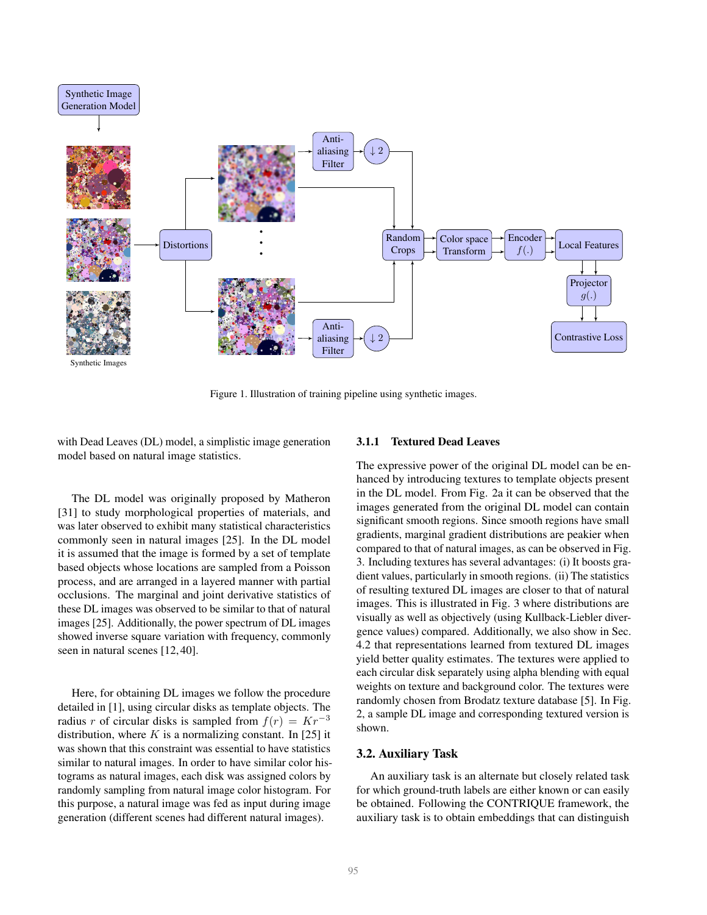Figure 1. Illustration of training pipeline using synthetic images.

with Dead Leaves (DL) model, a simplistic image generation model based on natural image statistics.

The DL model was originally proposed by Matheron [31] to study morphological properties of materials, and was later observed to exhibit many statistical characteristics commonly seen in natural images [25]. In the DL model it is assumed that the image is formed by a set of template based objects whose locations are sampled from a Poisson process, and are arranged in a layered manner with partial occlusions. The marginal and joint derivative statistics of these DL images was observed to be similar to that of natural images [25]. Additionally, the power spectrum of DL images showed inverse square variation with frequency, commonly seen in natural scenes [12, 40].

Here, for obtaining DL images we follow the procedure detailed in [1], using circular disks as template objects. The radius $r$ of circular disks is sampled from $f(r) = Kr^{-3}$ distribution, where $K$ is a normalizing constant. In [25] it was shown that this constraint was essential to have statistics similar to natural images. In order to have similar color histograms as natural images, each disk was assigned colors by randomly sampling from natural image color histogram. For this purpose, a natural image was fed as input during image generation (different scenes had different natural images).

#### 3.1.1 Textured Dead Leaves

The expressive power of the original DL model can be enhanced by introducing textures to template objects present in the DL model. From Fig. 2a it can be observed that the images generated from the original DL model can contain significant smooth regions. Since smooth regions have small gradients, marginal gradient distributions are peakier when compared to that of natural images, as can be observed in Fig. 3. Including textures has several advantages: (i) It boosts gradient values, particularly in smooth regions. (ii) The statistics of resulting textured DL images are closer to that of natural images. This is illustrated in Fig. 3 where distributions are visually as well as objectively (using Kullback-Liebler divergence values) compared. Additionally, we also show in Sec. 4.2 that representations learned from textured DL images yield better quality estimates. The textures were applied to each circular disk separately using alpha blending with equal weights on texture and background color. The textures were randomly chosen from Brodatz texture database [5]. In Fig. 2, a sample DL image and corresponding textured version is shown.

### 3.2. Auxiliary Task

An auxiliary task is an alternate but closely related task for which ground-truth labels are either known or can easily be obtained. Following the CONTRIQUE framework, the auxiliary task is to obtain embeddings that can distinguish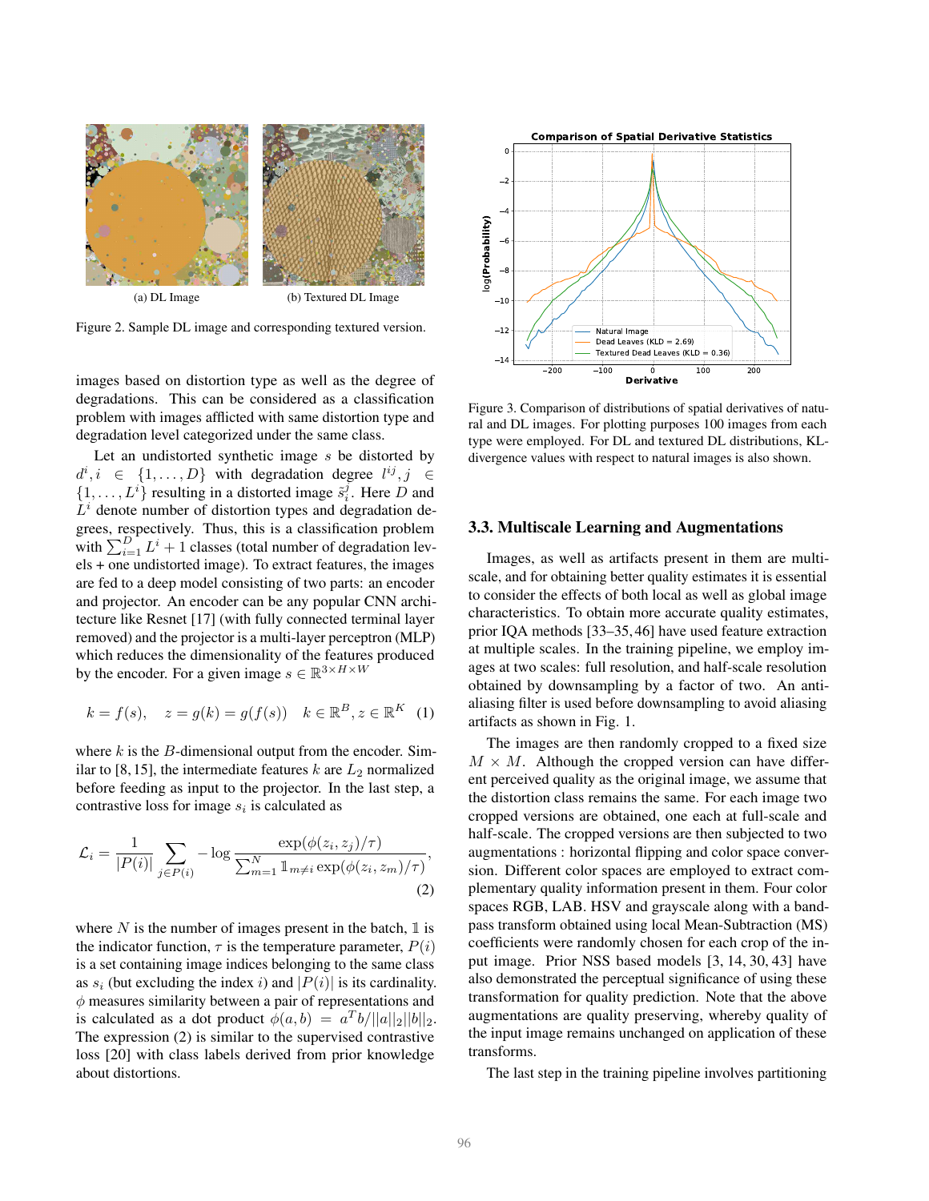(a) DL Image

(b) Textured DL Image

Figure 2. Sample DL image and corresponding textured version.

images based on distortion type as well as the degree of degradations. This can be considered as a classification problem with images afflicted with same distortion type and degradation level categorized under the same class.

Let an undistorted synthetic image $s$ be distorted by $d^i, i \in \{1, \ldots, D\}$ with degradation degree $l^{ij}, j \in \{1, \ldots, L^i\}$ resulting in a distorted image $\tilde{s}_i^j$. Here $D$ and $L^i$ denote number of distortion types and degradation degrees, respectively. Thus, this is a classification problem with $\sum_{i=1}^{D} L^i + 1$ classes (total number of degradation levels + one undistorted image). To extract features, the images are fed to a deep model consisting of two parts: an encoder and projector. An encoder can be any popular CNN architecture like Resnet [17] (with fully connected terminal layer removed) and the projector is a multi-layer perceptron (MLP) which reduces the dimensionality of the features produced by the encoder. For a given image $s \in \mathbb{R}^{3 \times H \times W}$

$$k = f(s), \quad z = g(k) = g(f(s)) \quad k \in \mathbb{R}^B, z \in \mathbb{R}^K \quad (1)$$

where $k$ is the $B$-dimensional output from the encoder. Similar to [8, 15], the intermediate features $k$ are $L_2$ normalized before feeding as input to the projector. In the last step, a contrastive loss for image $s_i$ is calculated as

$$\mathcal{L}_i = \frac{1}{|P(i)|} \sum_{j \in P(i)} -\log \frac{\exp(\phi(z_i, z_j)/\tau)}{\sum_{m=1}^{N} \mathbb{1}_{m \neq i} \exp(\phi(z_i, z_m)/\tau)}, \quad (2)$$

where $N$ is the number of images present in the batch, $\mathbb{1}$ is the indicator function, $\tau$ is the temperature parameter, $P(i)$ is a set containing image indices belonging to the same class as $s_i$ (but excluding the index $i$) and $|P(i)|$ is its cardinality. $\phi$ measures similarity between a pair of representations and is calculated as a dot product $\phi(a, b) = a^T b / ||a||_2 ||b||_2$. The expression (2) is similar to the supervised contrastive loss [20] with class labels derived from prior knowledge about distortions.

Figure 3. Comparison of distributions of spatial derivatives of natural and DL images. For plotting purposes 100 images from each type were employed. For DL and textured DL distributions, KL-divergence values with respect to natural images is also shown.

### 3.3. Multiscale Learning and Augmentations

Images, as well as artifacts present in them are multi-scale, and for obtaining better quality estimates it is essential to consider the effects of both local as well as global image characteristics. To obtain more accurate quality estimates, prior IQA methods [33–35, 46] have used feature extraction at multiple scales. In the training pipeline, we employ images at two scales: full resolution, and half-scale resolution obtained by downsampling by a factor of two. An anti-aliasing filter is used before downsampling to avoid aliasing artifacts as shown in Fig. 1.

The images are then randomly cropped to a fixed size $M \times M$. Although the cropped version can have different perceived quality as the original image, we assume that the distortion class remains the same. For each image two cropped versions are obtained, one each at full-scale and half-scale. The cropped versions are then subjected to two augmentations : horizontal flipping and color space conversion. Different color spaces are employed to extract complementary quality information present in them. Four color spaces RGB, LAB. HSV and grayscale along with a band-pass transform obtained using local Mean-Subtraction (MS) coefficients were randomly chosen for each crop of the input image. Prior NSS based models [3, 14, 30, 43] have also demonstrated the perceptual significance of using these transformation for quality prediction. Note that the above augmentations are quality preserving, whereby quality of the input image remains unchanged on application of these transforms.

The last step in the training pipeline involves partitioning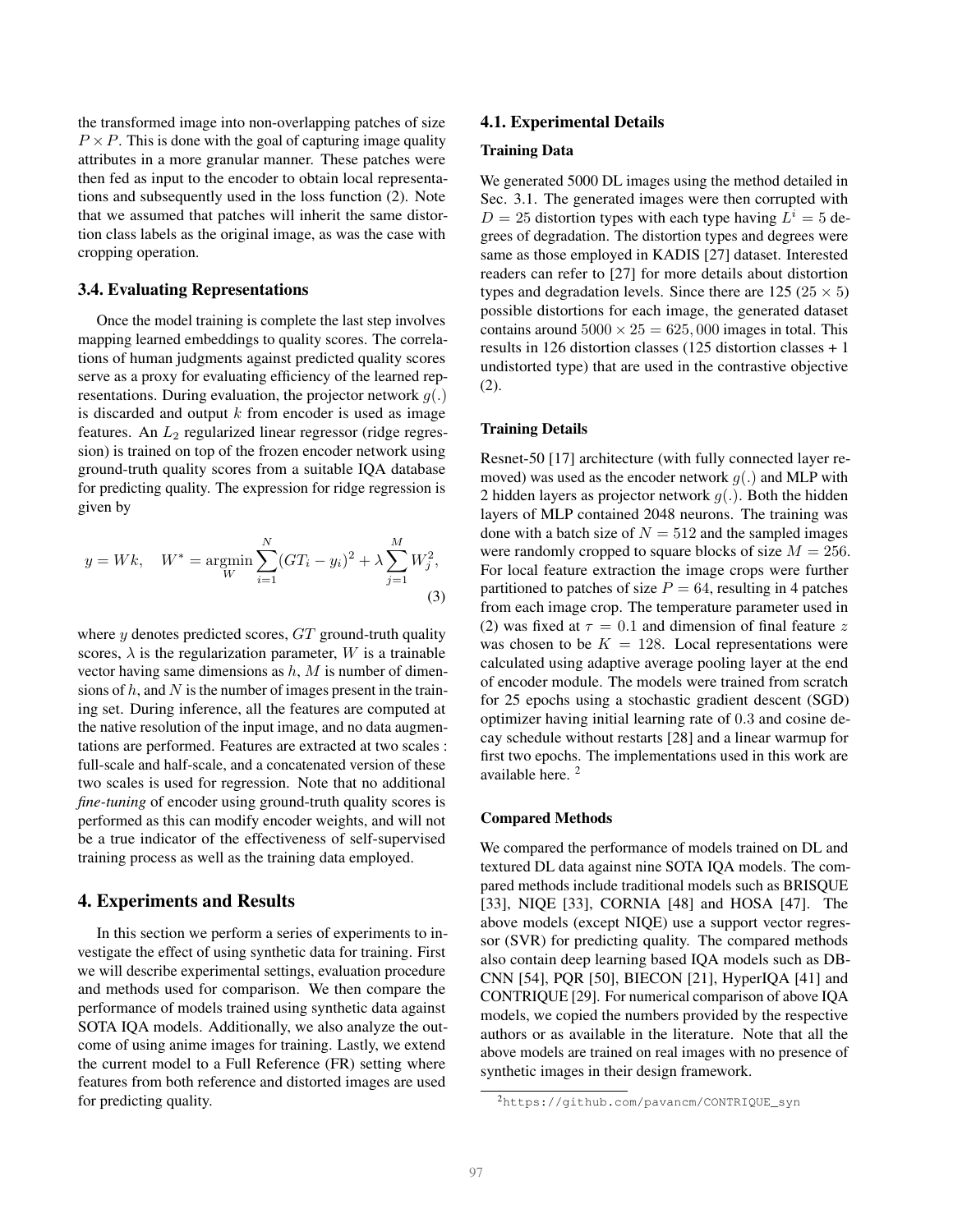the transformed image into non-overlapping patches of size $P \times P$. This is done with the goal of capturing image quality attributes in a more granular manner. These patches were then fed as input to the encoder to obtain local representations and subsequently used in the loss function (2). Note that we assumed that patches will inherit the same distortion class labels as the original image, as was the case with cropping operation.

### 3.4. Evaluating Representations

Once the model training is complete the last step involves mapping learned embeddings to quality scores. The correlations of human judgments against predicted quality scores serve as a proxy for evaluating efficiency of the learned representations. During evaluation, the projector network $g(.)$ is discarded and output $k$ from encoder is used as image features. An $L_2$ regularized linear regressor (ridge regression) is trained on top of the frozen encoder network using ground-truth quality scores from a suitable IQA database for predicting quality. The expression for ridge regression is given by

$$y = Wk, \quad W^* = \underset{W}{\operatorname{argmin}} \sum_{i=1}^{N} (GT_i - y_i)^2 + \lambda \sum_{j=1}^{M} W_j^2, \tag{3}$$

where $y$ denotes predicted scores, $GT$ ground-truth quality scores, $\lambda$ is the regularization parameter, $W$ is a trainable vector having same dimensions as $h$, $M$ is number of dimensions of $h$, and $N$ is the number of images present in the training set. During inference, all the features are computed at the native resolution of the input image, and no data augmentations are performed. Features are extracted at two scales : full-scale and half-scale, and a concatenated version of these two scales is used for regression. Note that no additional *fine-tuning* of encoder using ground-truth quality scores is performed as this can modify encoder weights, and will not be a true indicator of the effectiveness of self-supervised training process as well as the training data employed.

## 4. Experiments and Results

In this section we perform a series of experiments to investigate the effect of using synthetic data for training. First we will describe experimental settings, evaluation procedure and methods used for comparison. We then compare the performance of models trained using synthetic data against SOTA IQA models. Additionally, we also analyze the outcome of using anime images for training. Lastly, we extend the current model to a Full Reference (FR) setting where features from both reference and distorted images are used for predicting quality.

### 4.1. Experimental Details

**Training Data**

We generated 5000 DL images using the method detailed in Sec. 3.1. The generated images were then corrupted with $D = 25$ distortion types with each type having $L^i = 5$ degrees of degradation. The distortion types and degrees were same as those employed in KADIS [27] dataset. Interested readers can refer to [27] for more details about distortion types and degradation levels. Since there are 125 ($25 \times 5$) possible distortions for each image, the generated dataset contains around $5000 \times 25 = 625,000$ images in total. This results in 126 distortion classes (125 distortion classes + 1 undistorted type) that are used in the contrastive objective (2).

**Training Details**

Resnet-50 [17] architecture (with fully connected layer removed) was used as the encoder network $g(.)$ and MLP with 2 hidden layers as projector network $g(.)$. Both the hidden layers of MLP contained 2048 neurons. The training was done with a batch size of $N = 512$ and the sampled images were randomly cropped to square blocks of size $M = 256$. For local feature extraction the image crops were further partitioned to patches of size $P = 64$, resulting in 4 patches from each image crop. The temperature parameter used in (2) was fixed at $\tau = 0.1$ and dimension of final feature $z$ was chosen to be $K = 128$. Local representations were calculated using adaptive average pooling layer at the end of encoder module. The models were trained from scratch for 25 epochs using a stochastic gradient descent (SGD) optimizer having initial learning rate of 0.3 and cosine decay schedule without restarts [28] and a linear warmup for first two epochs. The implementations used in this work are available here. [2]

**Compared Methods**

We compared the performance of models trained on DL and textured DL data against nine SOTA IQA models. The compared methods include traditional models such as BRISQUE [33], NIQE [33], CORNIA [48] and HOSA [47]. The above models (except NIQE) use a support vector regressor (SVR) for predicting quality. The compared methods also contain deep learning based IQA models such as DB-CNN [54], PQR [50], BIECON [21], HyperIQA [41] and CONTRIQUE [29]. For numerical comparison of above IQA models, we copied the numbers provided by the respective authors or as available in the literature. Note that all the above models are trained on real images with no presence of synthetic images in their design framework.

[2] https://github.com/pavancm/CONTRIQUE_syn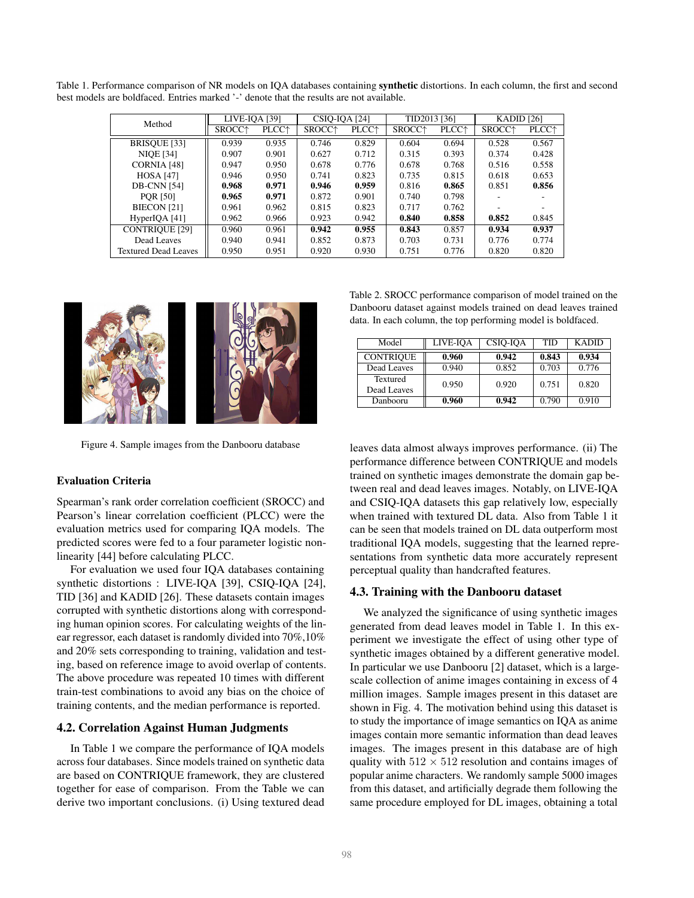Table 1. Performance comparison of NR models on IQA databases containing **synthetic** distortions. In each column, the first and second best models are boldfaced. Entries marked '-' denote that the results are not available.

| Method | LIVE-IQA [39] | | CSIQ-IQA [24] | | TID2013 [36] | | KADID [26] | |
|---|---|---|---|---|---|---|---|---|
| | SROCC↑ | PLCC↑ | SROCC↑ | PLCC↑ | SROCC↑ | PLCC↑ | SROCC↑ | PLCC↑ |
| BRISQUE [33] | 0.939 | 0.935 | 0.746 | 0.829 | 0.604 | 0.694 | 0.528 | 0.567 |
| NIQE [34] | 0.907 | 0.901 | 0.627 | 0.712 | 0.315 | 0.393 | 0.374 | 0.428 |
| CORNIA [48] | 0.947 | 0.950 | 0.678 | 0.776 | 0.678 | 0.768 | 0.516 | 0.558 |
| HOSA [47] | 0.946 | 0.950 | 0.741 | 0.823 | 0.735 | 0.815 | 0.618 | 0.653 |
| DB-CNN [54] | **0.968** | **0.971** | **0.946** | **0.959** | 0.816 | **0.865** | 0.851 | **0.856** |
| PQR [50] | **0.965** | **0.971** | 0.872 | 0.901 | 0.740 | 0.798 | - | - |
| BIECON [21] | 0.961 | 0.962 | 0.815 | 0.823 | 0.717 | 0.762 | - | - |
| HyperIQA [41] | 0.962 | 0.966 | 0.923 | 0.942 | **0.840** | **0.858** | **0.852** | 0.845 |
| CONTRIQUE [29] | 0.960 | 0.961 | **0.942** | **0.955** | **0.843** | 0.857 | **0.934** | **0.937** |
| Dead Leaves | 0.940 | 0.941 | 0.852 | 0.873 | 0.703 | 0.731 | 0.776 | 0.774 |
| Textured Dead Leaves | 0.950 | 0.951 | 0.920 | 0.930 | 0.751 | 0.776 | 0.820 | 0.820 |

Figure 4. Sample images from the Danbooru database

### Evaluation Criteria

Spearman's rank order correlation coefficient (SROCC) and Pearson's linear correlation coefficient (PLCC) were the evaluation metrics used for comparing IQA models. The predicted scores were fed to a four parameter logistic non-linearity [44] before calculating PLCC.

For evaluation we used four IQA databases containing synthetic distortions : LIVE-IQA [39], CSIQ-IQA [24], TID [36] and KADID [26]. These datasets contain images corrupted with synthetic distortions along with corresponding human opinion scores. For calculating weights of the linear regressor, each dataset is randomly divided into 70%,10% and 20% sets corresponding to training, validation and testing, based on reference image to avoid overlap of contents. The above procedure was repeated 10 times with different train-test combinations to avoid any bias on the choice of training contents, and the median performance is reported.

## 4.2. Correlation Against Human Judgments

In Table 1 we compare the performance of IQA models across four databases. Since models trained on synthetic data are based on CONTRIQUE framework, they are clustered together for ease of comparison. From the Table we can derive two important conclusions. (i) Using textured dead leaves data almost always improves performance. (ii) The performance difference between CONTRIQUE and models trained on synthetic images demonstrate the domain gap between real and dead leaves images. Notably, on LIVE-IQA and CSIQ-IQA datasets this gap relatively low, especially when trained with textured DL data. Also from Table 1 it can be seen that models trained on DL data outperform most traditional IQA models, suggesting that the learned representations from synthetic data more accurately represent perceptual quality than handcrafted features.

Table 2. SROCC performance comparison of model trained on the Danbooru dataset against models trained on dead leaves trained data. In each column, the top performing model is boldfaced.

| Model | LIVE-IQA | CSIQ-IQA | TID | KADID |
|---|---|---|---|---|
| CONTRIQUE | **0.960** | **0.942** | **0.843** | **0.934** |
| Dead Leaves | 0.940 | 0.852 | 0.703 | 0.776 |
| Textured Dead Leaves | 0.950 | 0.920 | 0.751 | 0.820 |
| Danbooru | **0.960** | **0.942** | 0.790 | 0.910 |

## 4.3. Training with the Danbooru dataset

We analyzed the significance of using synthetic images generated from dead leaves model in Table 1. In this experiment we investigate the effect of using other type of synthetic images obtained by a different generative model. In particular we use Danbooru [2] dataset, which is a large-scale collection of anime images containing in excess of 4 million images. Sample images present in this dataset are shown in Fig. 4. The motivation behind using this dataset is to study the importance of image semantics on IQA as anime images contain more semantic information than dead leaves images. The images present in this database are of high quality with $512 \times 512$ resolution and contains images of popular anime characters. We randomly sample 5000 images from this dataset, and artificially degrade them following the same procedure employed for DL images, obtaining a total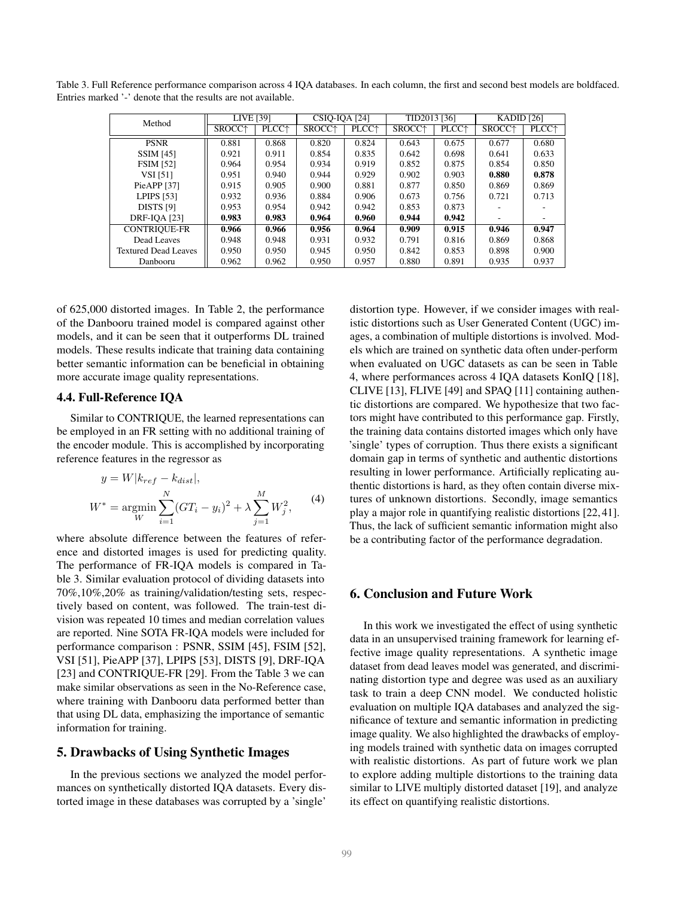Table 3. Full Reference performance comparison across 4 IQA databases. In each column, the first and second best models are boldfaced. Entries marked '-' denote that the results are not available.

| Method | LIVE [39] | | CSIQ-IQA [24] | | TID2013 [36] | | KADID [26] | |
|---|---|---|---|---|---|---|---|---|
| | SROCC↑ | PLCC↑ | SROCC↑ | PLCC↑ | SROCC↑ | PLCC↑ | SROCC↑ | PLCC↑ |
| PSNR | 0.881 | 0.868 | 0.820 | 0.824 | 0.643 | 0.675 | 0.677 | 0.680 |
| SSIM [45] | 0.921 | 0.911 | 0.854 | 0.835 | 0.642 | 0.698 | 0.641 | 0.633 |
| FSIM [52] | 0.964 | 0.954 | 0.934 | 0.919 | 0.852 | 0.875 | 0.854 | 0.850 |
| VSI [51] | 0.951 | 0.940 | 0.944 | 0.929 | 0.902 | 0.903 | **0.880** | **0.878** |
| PieAPP [37] | 0.915 | 0.905 | 0.900 | 0.881 | 0.877 | 0.850 | 0.869 | 0.869 |
| LPIPS [53] | 0.932 | 0.936 | 0.884 | 0.906 | 0.673 | 0.756 | 0.721 | 0.713 |
| DISTS [9] | 0.953 | 0.954 | 0.942 | 0.942 | 0.853 | 0.873 | - | - |
| DRF-IQA [23] | **0.983** | **0.983** | **0.964** | **0.960** | **0.944** | **0.942** | - | - |
| CONTRIQUE-FR | **0.966** | **0.966** | **0.956** | **0.964** | **0.909** | **0.915** | **0.946** | **0.947** |
| Dead Leaves | 0.948 | 0.948 | 0.931 | 0.932 | 0.791 | 0.816 | 0.869 | 0.868 |
| Textured Dead Leaves | 0.950 | 0.950 | 0.945 | 0.950 | 0.842 | 0.853 | 0.898 | 0.900 |
| Danbooru | 0.962 | 0.962 | 0.950 | 0.957 | 0.880 | 0.891 | 0.935 | 0.937 |

of 625,000 distorted images. In Table 2, the performance of the Danbooru trained model is compared against other models, and it can be seen that it outperforms DL trained models. These results indicate that training data containing better semantic information can be beneficial in obtaining more accurate image quality representations.

### 4.4. Full-Reference IQA

Similar to CONTRIQUE, the learned representations can be employed in an FR setting with no additional training of the encoder module. This is accomplished by incorporating reference features in the regressor as

$$
\begin{aligned}
y &= W|k_{ref} - k_{dist}|, \\
W^* &= \underset{W}{\operatorname{argmin}} \sum_{i=1}^{N} (GT_i - y_i)^2 + \lambda \sum_{j=1}^{M} W_j^2,
\end{aligned} \tag{4}
$$

where absolute difference between the features of reference and distorted images is used for predicting quality. The performance of FR-IQA models is compared in Table 3. Similar evaluation protocol of dividing datasets into 70%,10%,20% as training/validation/testing sets, respectively based on content, was followed. The train-test division was repeated 10 times and median correlation values are reported. Nine SOTA FR-IQA models were included for performance comparison : PSNR, SSIM [45], FSIM [52], VSI [51], PieAPP [37], LPIPS [53], DISTS [9], DRF-IQA [23] and CONTRIQUE-FR [29]. From the Table 3 we can make similar observations as seen in the No-Reference case, where training with Danbooru data performed better than that using DL data, emphasizing the importance of semantic information for training.

## 5. Drawbacks of Using Synthetic Images

In the previous sections we analyzed the model performances on synthetically distorted IQA datasets. Every distorted image in these databases was corrupted by a 'single' distortion type. However, if we consider images with realistic distortions such as User Generated Content (UGC) images, a combination of multiple distortions is involved. Models which are trained on synthetic data often under-perform when evaluated on UGC datasets as can be seen in Table 4, where performances across 4 IQA datasets KonIQ [18], CLIVE [13], FLIVE [49] and SPAQ [11] containing authentic distortions are compared. We hypothesize that two factors might have contributed to this performance gap. Firstly, the training data contains distorted images which only have 'single' types of corruption. Thus there exists a significant domain gap in terms of synthetic and authentic distortions resulting in lower performance. Artificially replicating authentic distortions is hard, as they often contain diverse mixtures of unknown distortions. Secondly, image semantics play a major role in quantifying realistic distortions [22, 41]. Thus, the lack of sufficient semantic information might also be a contributing factor of the performance degradation.

## 6. Conclusion and Future Work

In this work we investigated the effect of using synthetic data in an unsupervised training framework for learning effective image quality representations. A synthetic image dataset from dead leaves model was generated, and discriminating distortion type and degree was used as an auxiliary task to train a deep CNN model. We conducted holistic evaluation on multiple IQA databases and analyzed the significance of texture and semantic information in predicting image quality. We also highlighted the drawbacks of employing models trained with synthetic data on images corrupted with realistic distortions. As part of future work we plan to explore adding multiple distortions to the training data similar to LIVE multiply distorted dataset [19], and analyze its effect on quantifying realistic distortions.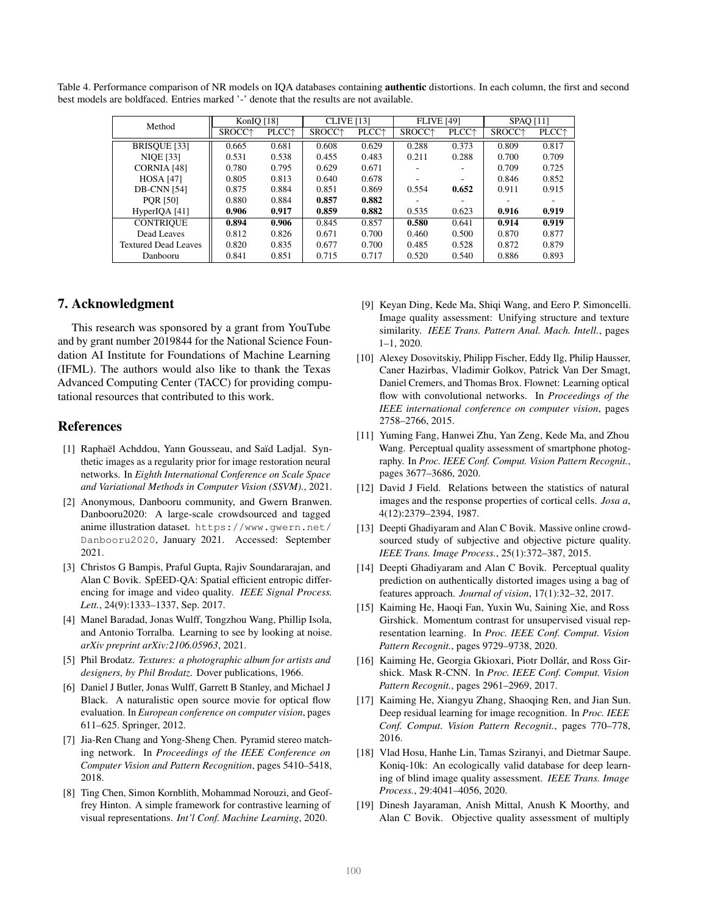Table 4. Performance comparison of NR models on IQA databases containing **authentic** distortions. In each column, the first and second best models are boldfaced. Entries marked '-' denote that the results are not available.

| Method | KonIQ [18] | | CLIVE [13] | | FLIVE [49] | | SPAQ [11] | |
|---|---|---|---|---|---|---|---|---|
| | SROCC↑ | PLCC↑ | SROCC↑ | PLCC↑ | SROCC↑ | PLCC↑ | SROCC↑ | PLCC↑ |
| BRISQUE [33] | 0.665 | 0.681 | 0.608 | 0.629 | 0.288 | 0.373 | 0.809 | 0.817 |
| NIQE [33] | 0.531 | 0.538 | 0.455 | 0.483 | 0.211 | 0.288 | 0.700 | 0.709 |
| CORNIA [48] | 0.780 | 0.795 | 0.629 | 0.671 | - | - | 0.709 | 0.725 |
| HOSA [47] | 0.805 | 0.813 | 0.640 | 0.678 | - | - | 0.846 | 0.852 |
| DB-CNN [54] | 0.875 | 0.884 | 0.851 | 0.869 | 0.554 | **0.652** | 0.911 | 0.915 |
| PQR [50] | 0.880 | 0.884 | **0.857** | **0.882** | - | - | - | - |
| HyperIQA [41] | **0.906** | **0.917** | **0.859** | **0.882** | 0.535 | 0.623 | **0.916** | **0.919** |
| CONTRIQUE | **0.894** | **0.906** | 0.845 | 0.857 | **0.580** | 0.641 | **0.914** | **0.919** |
| Dead Leaves | 0.812 | 0.826 | 0.671 | 0.700 | 0.460 | 0.500 | 0.870 | 0.877 |
| Textured Dead Leaves | 0.820 | 0.835 | 0.677 | 0.700 | 0.485 | 0.528 | 0.872 | 0.879 |
| Danbooru | 0.841 | 0.851 | 0.715 | 0.717 | 0.520 | 0.540 | 0.886 | 0.893 |

## 7. Acknowledgment

This research was sponsored by a grant from YouTube and by grant number 2019844 for the National Science Foundation AI Institute for Foundations of Machine Learning (IFML). The authors would also like to thank the Texas Advanced Computing Center (TACC) for providing computational resources that contributed to this work.

## References

[1] Raphaël Achddou, Yann Gousseau, and Saïd Ladjal. Synthetic images as a regularity prior for image restoration neural networks. In *Eighth International Conference on Scale Space and Variational Methods in Computer Vision (SSVM).*, 2021.

[2] Anonymous, Danbooru community, and Gwern Branwen. Danbooru2020: A large-scale crowdsourced and tagged anime illustration dataset. https://www.gwern.net/Danbooru2020, January 2021. Accessed: September 2021.

[3] Christos G Bampis, Praful Gupta, Rajiv Soundararajan, and Alan C Bovik. SpEED-QA: Spatial efficient entropic differencing for image and video quality. *IEEE Signal Process. Lett.*, 24(9):1333–1337, Sep. 2017.

[4] Manel Baradad, Jonas Wulff, Tongzhou Wang, Phillip Isola, and Antonio Torralba. Learning to see by looking at noise. *arXiv preprint arXiv:2106.05963*, 2021.

[5] Phil Brodatz. *Textures: a photographic album for artists and designers, by Phil Brodatz.* Dover publications, 1966.

[6] Daniel J Butler, Jonas Wulff, Garrett B Stanley, and Michael J Black. A naturalistic open source movie for optical flow evaluation. In *European conference on computer vision*, pages 611–625. Springer, 2012.

[7] Jia-Ren Chang and Yong-Sheng Chen. Pyramid stereo matching network. In *Proceedings of the IEEE Conference on Computer Vision and Pattern Recognition*, pages 5410–5418, 2018.

[8] Ting Chen, Simon Kornblith, Mohammad Norouzi, and Geoffrey Hinton. A simple framework for contrastive learning of visual representations. *Int'l Conf. Machine Learning*, 2020.

[9] Keyan Ding, Kede Ma, Shiqi Wang, and Eero P. Simoncelli. Image quality assessment: Unifying structure and texture similarity. *IEEE Trans. Pattern Anal. Mach. Intell.*, pages 1–1, 2020.

[10] Alexey Dosovitskiy, Philipp Fischer, Eddy Ilg, Philip Hausser, Caner Hazirbas, Vladimir Golkov, Patrick Van Der Smagt, Daniel Cremers, and Thomas Brox. Flownet: Learning optical flow with convolutional networks. In *Proceedings of the IEEE international conference on computer vision*, pages 2758–2766, 2015.

[11] Yuming Fang, Hanwei Zhu, Yan Zeng, Kede Ma, and Zhou Wang. Perceptual quality assessment of smartphone photography. In *Proc. IEEE Conf. Comput. Vision Pattern Recognit.*, pages 3677–3686, 2020.

[12] David J Field. Relations between the statistics of natural images and the response properties of cortical cells. *Josa a*, 4(12):2379–2394, 1987.

[13] Deepti Ghadiyaram and Alan C Bovik. Massive online crowdsourced study of subjective and objective picture quality. *IEEE Trans. Image Process.*, 25(1):372–387, 2015.

[14] Deepti Ghadiyaram and Alan C Bovik. Perceptual quality prediction on authentically distorted images using a bag of features approach. *Journal of vision*, 17(1):32–32, 2017.

[15] Kaiming He, Haoqi Fan, Yuxin Wu, Saining Xie, and Ross Girshick. Momentum contrast for unsupervised visual representation learning. In *Proc. IEEE Conf. Comput. Vision Pattern Recognit.*, pages 9729–9738, 2020.

[16] Kaiming He, Georgia Gkioxari, Piotr Dollár, and Ross Girshick. Mask R-CNN. In *Proc. IEEE Conf. Comput. Vision Pattern Recognit.*, pages 2961–2969, 2017.

[17] Kaiming He, Xiangyu Zhang, Shaoqing Ren, and Jian Sun. Deep residual learning for image recognition. In *Proc. IEEE Conf. Comput. Vision Pattern Recognit.*, pages 770–778, 2016.

[18] Vlad Hosu, Hanhe Lin, Tamas Sziranyi, and Dietmar Saupe. Koniq-10k: An ecologically valid database for deep learning of blind image quality assessment. *IEEE Trans. Image Process.*, 29:4041–4056, 2020.

[19] Dinesh Jayaraman, Anish Mittal, Anush K Moorthy, and Alan C Bovik. Objective quality assessment of multiply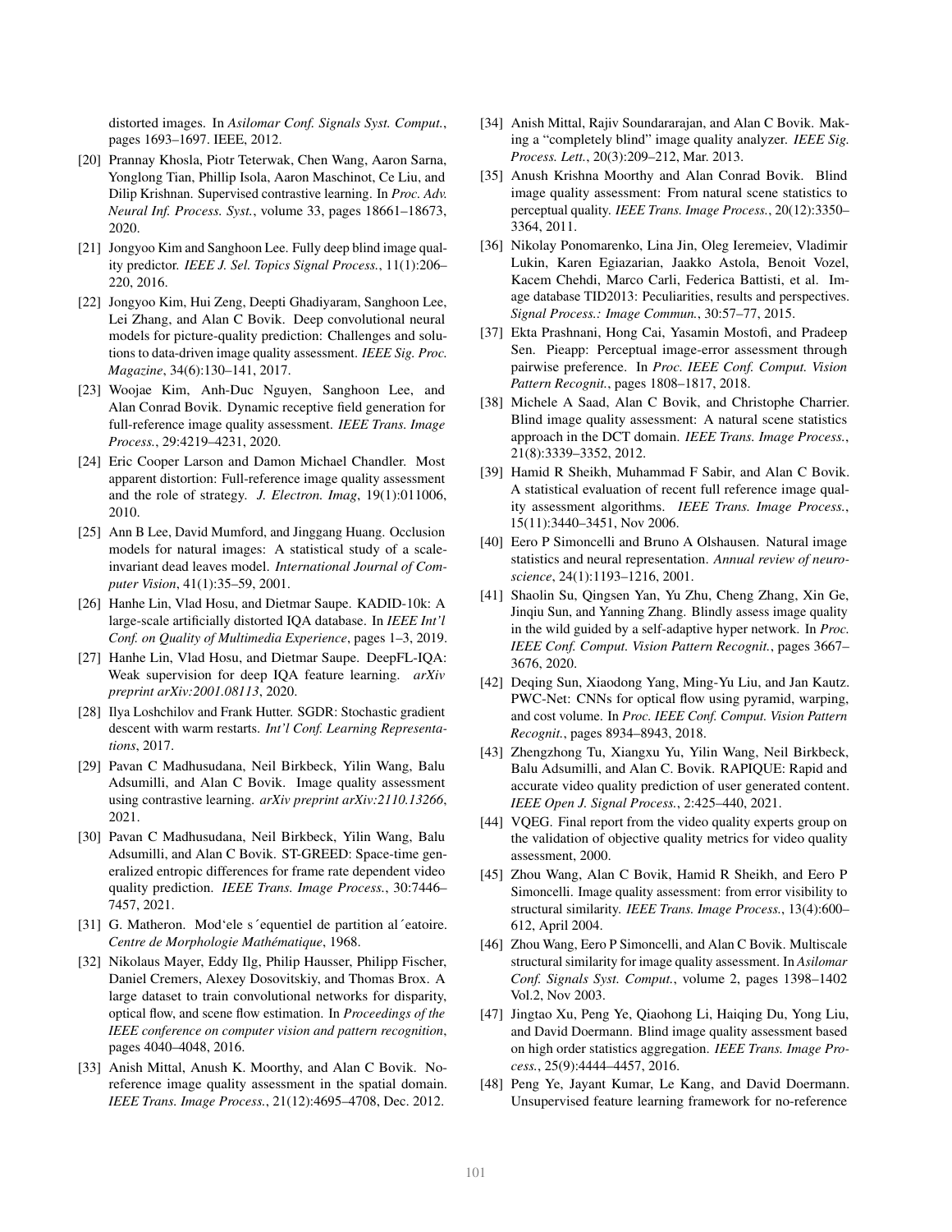distorted images. In *Asilomar Conf. Signals Syst. Comput.*, pages 1693–1697. IEEE, 2012.

[20] Prannay Khosla, Piotr Teterwak, Chen Wang, Aaron Sarna, Yonglong Tian, Phillip Isola, Aaron Maschinot, Ce Liu, and Dilip Krishnan. Supervised contrastive learning. In *Proc. Adv. Neural Inf. Process. Syst.*, volume 33, pages 18661–18673, 2020.

[21] Jongyoo Kim and Sanghoon Lee. Fully deep blind image quality predictor. *IEEE J. Sel. Topics Signal Process.*, 11(1):206–220, 2016.

[22] Jongyoo Kim, Hui Zeng, Deepti Ghadiyaram, Sanghoon Lee, Lei Zhang, and Alan C Bovik. Deep convolutional neural models for picture-quality prediction: Challenges and solutions to data-driven image quality assessment. *IEEE Sig. Proc. Magazine*, 34(6):130–141, 2017.

[23] Woojae Kim, Anh-Duc Nguyen, Sanghoon Lee, and Alan Conrad Bovik. Dynamic receptive field generation for full-reference image quality assessment. *IEEE Trans. Image Process.*, 29:4219–4231, 2020.

[24] Eric Cooper Larson and Damon Michael Chandler. Most apparent distortion: Full-reference image quality assessment and the role of strategy. *J. Electron. Imag*, 19(1):011006, 2010.

[25] Ann B Lee, David Mumford, and Jinggang Huang. Occlusion models for natural images: A statistical study of a scale-invariant dead leaves model. *International Journal of Computer Vision*, 41(1):35–59, 2001.

[26] Hanhe Lin, Vlad Hosu, and Dietmar Saupe. KADID-10k: A large-scale artificially distorted IQA database. In *IEEE Int'l Conf. on Quality of Multimedia Experience*, pages 1–3, 2019.

[27] Hanhe Lin, Vlad Hosu, and Dietmar Saupe. DeepFL-IQA: Weak supervision for deep IQA feature learning. *arXiv preprint arXiv:2001.08113*, 2020.

[28] Ilya Loshchilov and Frank Hutter. SGDR: Stochastic gradient descent with warm restarts. *Int'l Conf. Learning Representations*, 2017.

[29] Pavan C Madhusudana, Neil Birkbeck, Yilin Wang, Balu Adsumilli, and Alan C Bovik. Image quality assessment using contrastive learning. *arXiv preprint arXiv:2110.13266*, 2021.

[30] Pavan C Madhusudana, Neil Birkbeck, Yilin Wang, Balu Adsumilli, and Alan C Bovik. ST-GREED: Space-time generalized entropic differences for frame rate dependent video quality prediction. *IEEE Trans. Image Process.*, 30:7446–7457, 2021.

[31] G. Matheron. Mod'ele s´equentiel de partition al´eatoire. *Centre de Morphologie Mathématique*, 1968.

[32] Nikolaus Mayer, Eddy Ilg, Philip Hausser, Philipp Fischer, Daniel Cremers, Alexey Dosovitskiy, and Thomas Brox. A large dataset to train convolutional networks for disparity, optical flow, and scene flow estimation. In *Proceedings of the IEEE conference on computer vision and pattern recognition*, pages 4040–4048, 2016.

[33] Anish Mittal, Anush K. Moorthy, and Alan C Bovik. No-reference image quality assessment in the spatial domain. *IEEE Trans. Image Process.*, 21(12):4695–4708, Dec. 2012.

[34] Anish Mittal, Rajiv Soundararajan, and Alan C Bovik. Making a "completely blind" image quality analyzer. *IEEE Sig. Process. Lett.*, 20(3):209–212, Mar. 2013.

[35] Anush Krishna Moorthy and Alan Conrad Bovik. Blind image quality assessment: From natural scene statistics to perceptual quality. *IEEE Trans. Image Process.*, 20(12):3350–3364, 2011.

[36] Nikolay Ponomarenko, Lina Jin, Oleg Ieremeiev, Vladimir Lukin, Karen Egiazarian, Jaakko Astola, Benoit Vozel, Kacem Chehdi, Marco Carli, Federica Battisti, et al. Image database TID2013: Peculiarities, results and perspectives. *Signal Process.: Image Commun.*, 30:57–77, 2015.

[37] Ekta Prashnani, Hong Cai, Yasamin Mostofi, and Pradeep Sen. Pieapp: Perceptual image-error assessment through pairwise preference. In *Proc. IEEE Conf. Comput. Vision Pattern Recognit.*, pages 1808–1817, 2018.

[38] Michele A Saad, Alan C Bovik, and Christophe Charrier. Blind image quality assessment: A natural scene statistics approach in the DCT domain. *IEEE Trans. Image Process.*, 21(8):3339–3352, 2012.

[39] Hamid R Sheikh, Muhammad F Sabir, and Alan C Bovik. A statistical evaluation of recent full reference image quality assessment algorithms. *IEEE Trans. Image Process.*, 15(11):3440–3451, Nov 2006.

[40] Eero P Simoncelli and Bruno A Olshausen. Natural image statistics and neural representation. *Annual review of neuroscience*, 24(1):1193–1216, 2001.

[41] Shaolin Su, Qingsen Yan, Yu Zhu, Cheng Zhang, Xin Ge, Jinqiu Sun, and Yanning Zhang. Blindly assess image quality in the wild guided by a self-adaptive hyper network. In *Proc. IEEE Conf. Comput. Vision Pattern Recognit.*, pages 3667–3676, 2020.

[42] Deqing Sun, Xiaodong Yang, Ming-Yu Liu, and Jan Kautz. PWC-Net: CNNs for optical flow using pyramid, warping, and cost volume. In *Proc. IEEE Conf. Comput. Vision Pattern Recognit.*, pages 8934–8943, 2018.

[43] Zhengzhong Tu, Xiangxu Yu, Yilin Wang, Neil Birkbeck, Balu Adsumilli, and Alan C. Bovik. RAPIQUE: Rapid and accurate video quality prediction of user generated content. *IEEE Open J. Signal Process.*, 2:425–440, 2021.

[44] VQEG. Final report from the video quality experts group on the validation of objective quality metrics for video quality assessment, 2000.

[45] Zhou Wang, Alan C Bovik, Hamid R Sheikh, and Eero P Simoncelli. Image quality assessment: from error visibility to structural similarity. *IEEE Trans. Image Process.*, 13(4):600–612, April 2004.

[46] Zhou Wang, Eero P Simoncelli, and Alan C Bovik. Multiscale structural similarity for image quality assessment. In *Asilomar Conf. Signals Syst. Comput.*, volume 2, pages 1398–1402 Vol.2, Nov 2003.

[47] Jingtao Xu, Peng Ye, Qiaohong Li, Haiqing Du, Yong Liu, and David Doermann. Blind image quality assessment based on high order statistics aggregation. *IEEE Trans. Image Process.*, 25(9):4444–4457, 2016.

[48] Peng Ye, Jayant Kumar, Le Kang, and David Doermann. Unsupervised feature learning framework for no-reference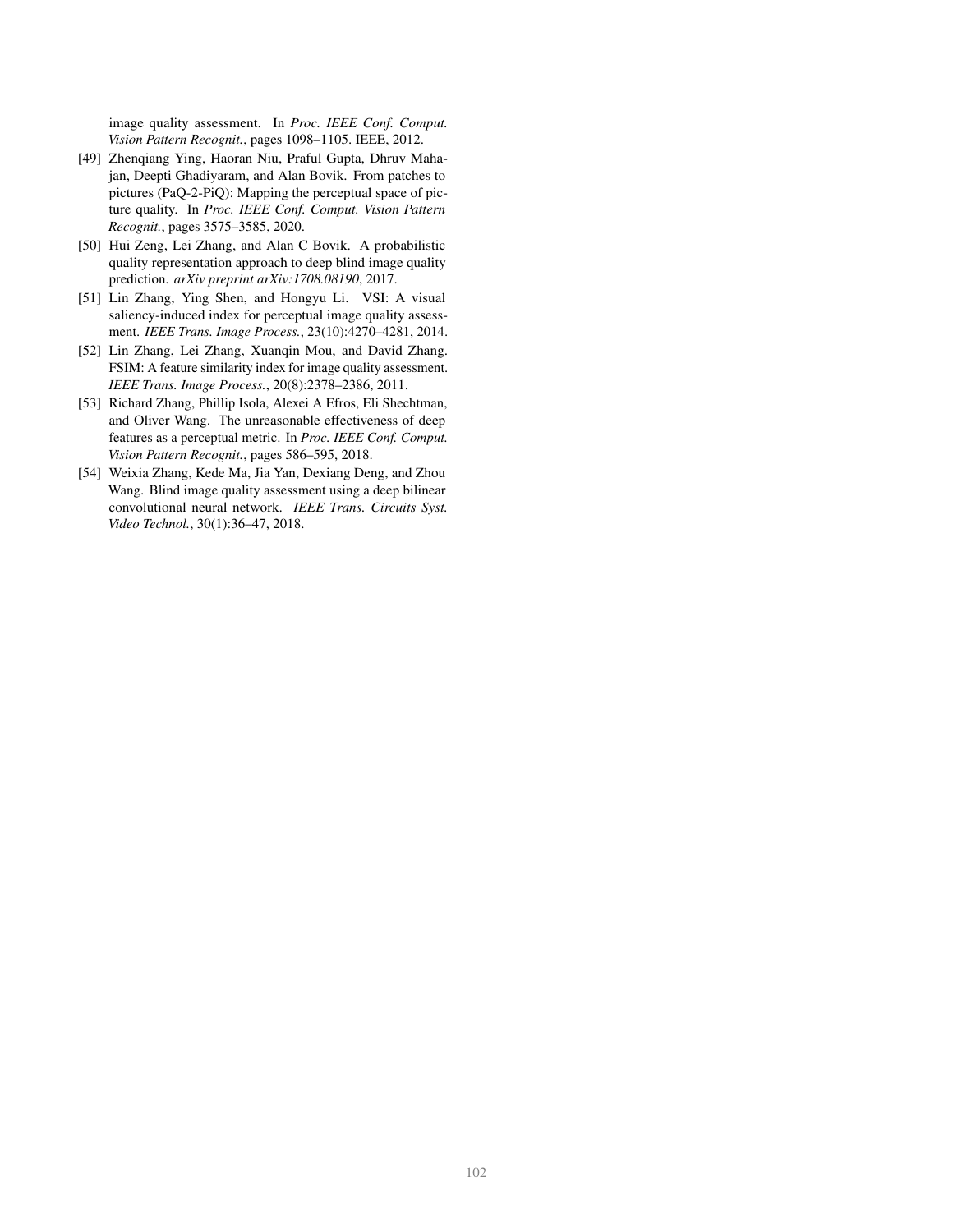image quality assessment. In *Proc. IEEE Conf. Comput. Vision Pattern Recognit.*, pages 1098–1105. IEEE, 2012.

[49] Zhenqiang Ying, Haoran Niu, Praful Gupta, Dhruv Mahajan, Deepti Ghadiyaram, and Alan Bovik. From patches to pictures (PaQ-2-PiQ): Mapping the perceptual space of picture quality. In *Proc. IEEE Conf. Comput. Vision Pattern Recognit.*, pages 3575–3585, 2020.

[50] Hui Zeng, Lei Zhang, and Alan C Bovik. A probabilistic quality representation approach to deep blind image quality prediction. *arXiv preprint arXiv:1708.08190*, 2017.

[51] Lin Zhang, Ying Shen, and Hongyu Li. VSI: A visual saliency-induced index for perceptual image quality assessment. *IEEE Trans. Image Process.*, 23(10):4270–4281, 2014.

[52] Lin Zhang, Lei Zhang, Xuanqin Mou, and David Zhang. FSIM: A feature similarity index for image quality assessment. *IEEE Trans. Image Process.*, 20(8):2378–2386, 2011.

[53] Richard Zhang, Phillip Isola, Alexei A Efros, Eli Shechtman, and Oliver Wang. The unreasonable effectiveness of deep features as a perceptual metric. In *Proc. IEEE Conf. Comput. Vision Pattern Recognit.*, pages 586–595, 2018.

[54] Weixia Zhang, Kede Ma, Jia Yan, Dexiang Deng, and Zhou Wang. Blind image quality assessment using a deep bilinear convolutional neural network. *IEEE Trans. Circuits Syst. Video Technol.*, 30(1):36–47, 2018.